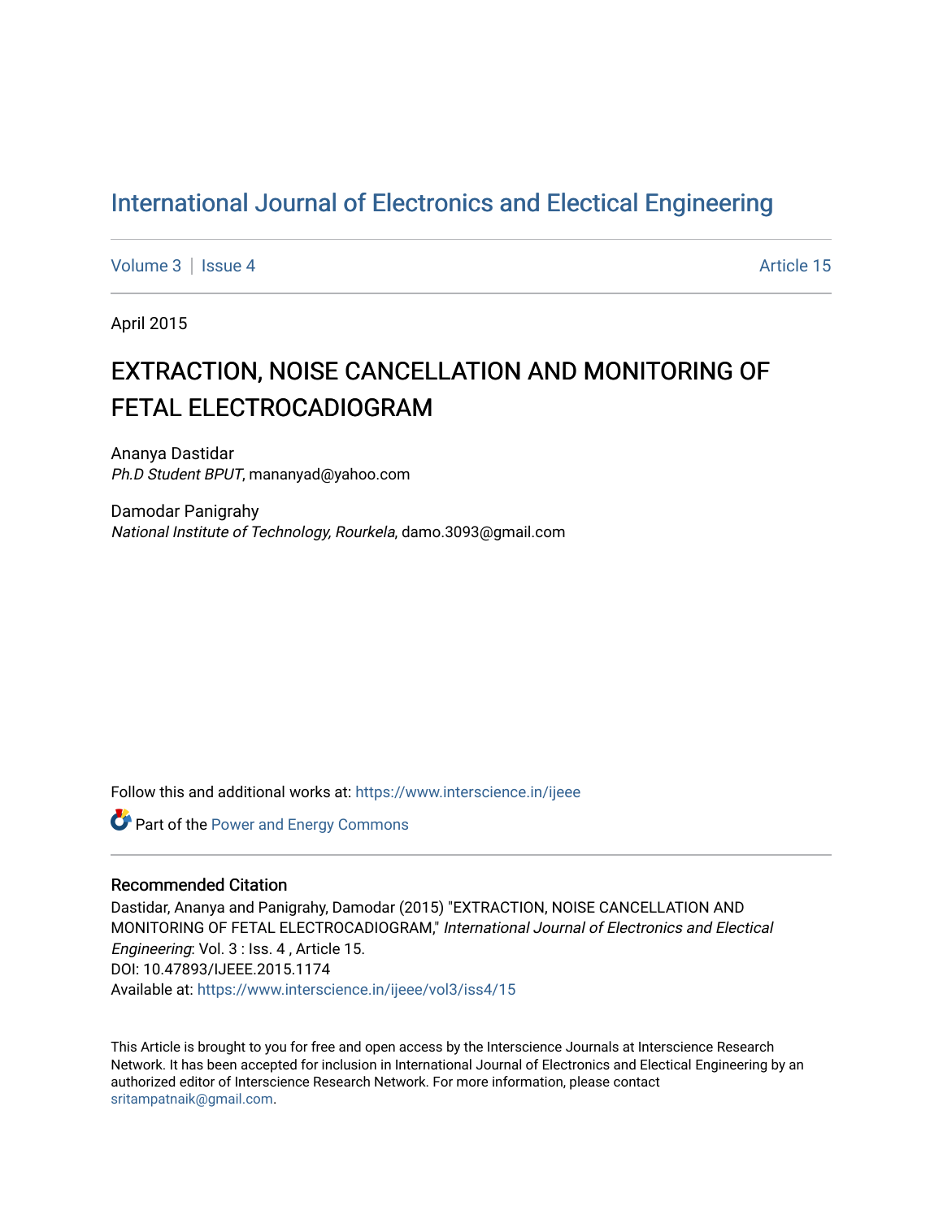# International Journal of Electronics and Electical Engineering

Volume 3 | Issue 4 Article 15

April 2015

## EXTRACTION, NOISE CANCELLATION AND MONITORING OF FETAL ELECTROCADIOGRAM

Ananya Dastidar
*Ph.D Student BPUT*, manananyad@yahoo.com

Damodar Panigrahy
*National Institute of Technology, Rourkela*, damo.3093@gmail.com

Follow this and additional works at: https://www.interscience.in/ijeee

Part of the Power and Energy Commons

### Recommended Citation

Dastidar, Ananya and Panigrahy, Damodar (2015) "EXTRACTION, NOISE CANCELLATION AND MONITORING OF FETAL ELECTROCADIOGRAM," *International Journal of Electronics and Electical Engineering*: Vol. 3 : Iss. 4 , Article 15.
DOI: 10.47893/IJEEE.2015.1174
Available at: https://www.interscience.in/ijeee/vol3/iss4/15

This Article is brought to you for free and open access by the Interscience Journals at Interscience Research Network. It has been accepted for inclusion in International Journal of Electronics and Electical Engineering by an authorized editor of Interscience Research Network. For more information, please contact sritampatnaik@gmail.com.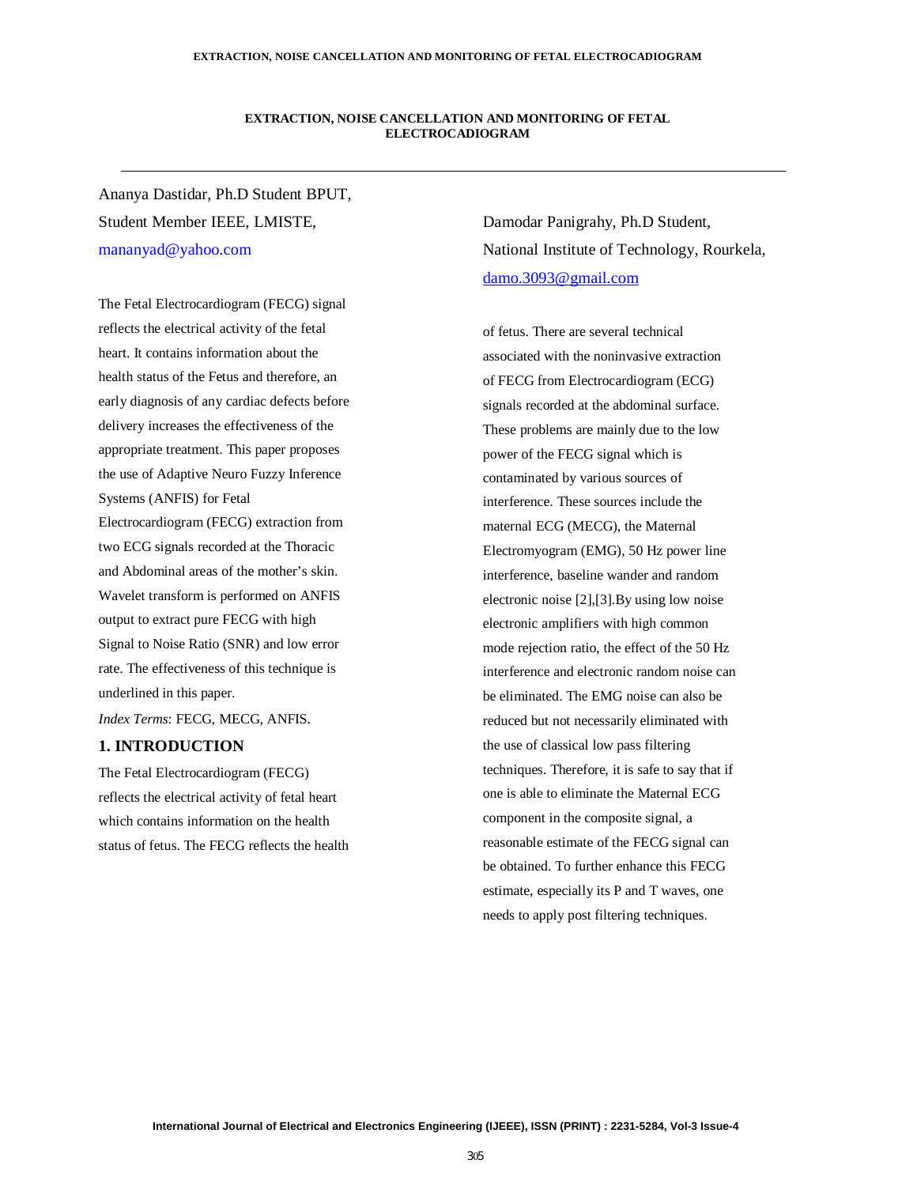**EXTRACTION, NOISE CANCELLATION AND MONITORING OF FETAL ELECTROCADIOGRAM**

---

Ananya Dastidar, Ph.D Student BPUT, Student Member IEEE, LMISTE, mananyad@yahoo.com

Damodar Panigrahy, Ph.D Student, National Institute of Technology, Rourkela, damo.3093@gmail.com

The Fetal Electrocardiogram (FECG) signal reflects the electrical activity of the fetal heart. It contains information about the health status of the Fetus and therefore, an early diagnosis of any cardiac defects before delivery increases the effectiveness of the appropriate treatment. This paper proposes the use of Adaptive Neuro Fuzzy Inference Systems (ANFIS) for Fetal Electrocardiogram (FECG) extraction from two ECG signals recorded at the Thoracic and Abdominal areas of the mother's skin. Wavelet transform is performed on ANFIS output to extract pure FECG with high Signal to Noise Ratio (SNR) and low error rate. The effectiveness of this technique is underlined in this paper.

*Index Terms*: FECG, MECG, ANFIS.

## 1. INTRODUCTION

The Fetal Electrocardiogram (FECG) reflects the electrical activity of fetal heart which contains information on the health status of fetus. The FECG reflects the health of fetus. There are several technical associated with the noninvasive extraction of FECG from Electrocardiogram (ECG) signals recorded at the abdominal surface. These problems are mainly due to the low power of the FECG signal which is contaminated by various sources of interference. These sources include the maternal ECG (MECG), the Maternal Electromyogram (EMG), 50 Hz power line interference, baseline wander and random electronic noise [2],[3].By using low noise electronic amplifiers with high common mode rejection ratio, the effect of the 50 Hz interference and electronic random noise can be eliminated. The EMG noise can also be reduced but not necessarily eliminated with the use of classical low pass filtering techniques. Therefore, it is safe to say that if one is able to eliminate the Maternal ECG component in the composite signal, a reasonable estimate of the FECG signal can be obtained. To further enhance this FECG estimate, especially its P and T waves, one needs to apply post filtering techniques.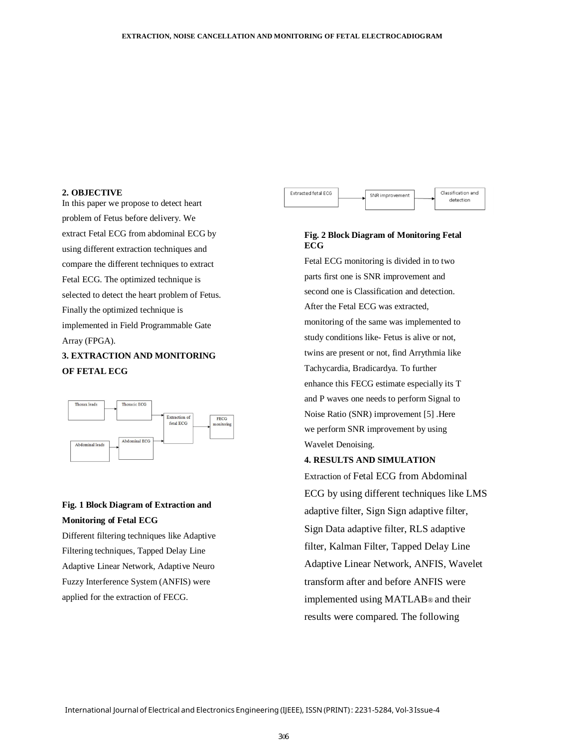## 2. OBJECTIVE

In this paper we propose to detect heart problem of Fetus before delivery. We extract Fetal ECG from abdominal ECG by using different extraction techniques and compare the different techniques to extract Fetal ECG. The optimized technique is selected to detect the heart problem of Fetus. Finally the optimized technique is implemented in Field Programmable Gate Array (FPGA).

## 3. EXTRACTION AND MONITORING OF FETAL ECG

Thorax leads → Thoracic ECG → Extraction of fetal ECG → FECG monitoring

Abdominal leads → Abdominal ECG → Extraction of fetal ECG

**Fig. 1 Block Diagram of Extraction and Monitoring of Fetal ECG**

Different filtering techniques like Adaptive Filtering techniques, Tapped Delay Line Adaptive Linear Network, Adaptive Neuro Fuzzy Interference System (ANFIS) were applied for the extraction of FECG.

Extracted fetal ECG → SNR improvement → Classification and detection

**Fig. 2 Block Diagram of Monitoring Fetal ECG**

Fetal ECG monitoring is divided in to two parts first one is SNR improvement and second one is Classification and detection. After the Fetal ECG was extracted, monitoring of the same was implemented to study conditions like- Fetus is alive or not, twins are present or not, find Arrythmia like Tachycardia, Bradicardya. To further enhance this FECG estimate especially its T and P waves one needs to perform Signal to Noise Ratio (SNR) improvement [5] .Here we perform SNR improvement by using Wavelet Denoising.

## 4. RESULTS AND SIMULATION

Extraction of Fetal ECG from Abdominal ECG by using different techniques like LMS adaptive filter, Sign Sign adaptive filter, Sign Data adaptive filter, RLS adaptive filter, Kalman Filter, Tapped Delay Line Adaptive Linear Network, ANFIS, Wavelet transform after and before ANFIS were implemented using MATLAB® and their results were compared. The following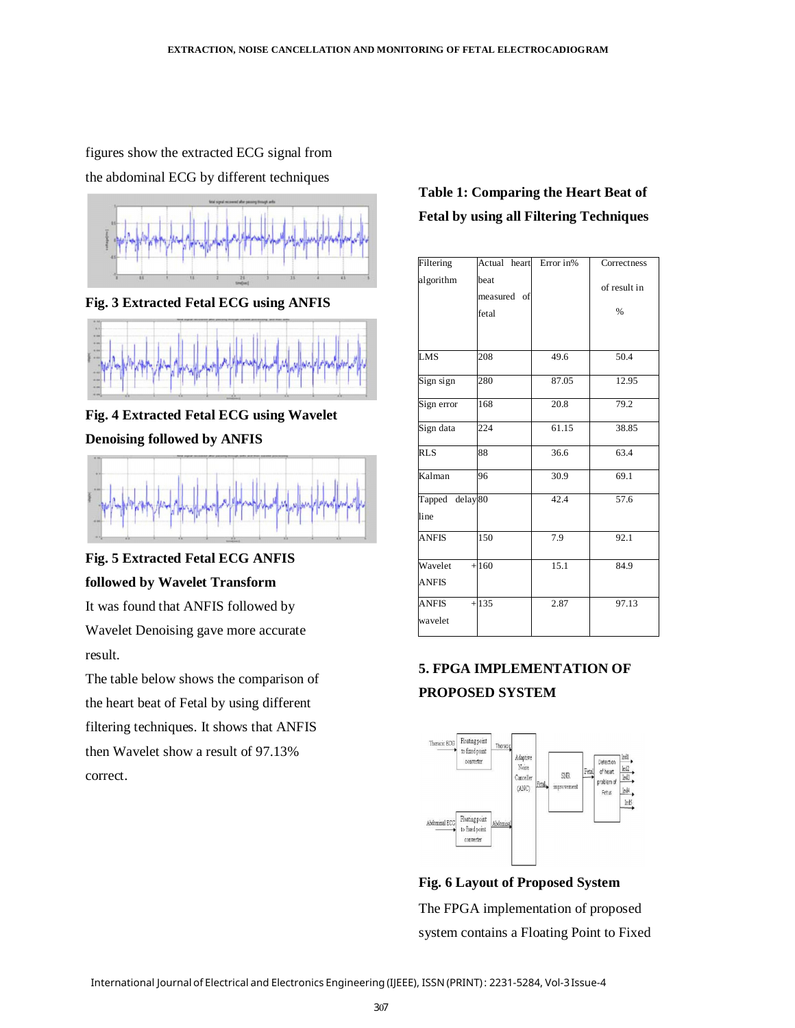figures show the extracted ECG signal from the abdominal ECG by different techniques

**Fig. 3 Extracted Fetal ECG using ANFIS**

**Fig. 4 Extracted Fetal ECG using Wavelet Denoising followed by ANFIS**

**Fig. 5 Extracted Fetal ECG ANFIS followed by Wavelet Transform**

It was found that ANFIS followed by Wavelet Denoising gave more accurate result.

The table below shows the comparison of the heart beat of Fetal by using different filtering techniques. It shows that ANFIS then Wavelet show a result of 97.13% correct.

**Table 1: Comparing the Heart Beat of Fetal by using all Filtering Techniques**

| Filtering algorithm | Actual heart beat measured of fetal | Error in% | Correctness of result in % |
|---|---|---|---|
| LMS | 208 | 49.6 | 50.4 |
| Sign sign | 280 | 87.05 | 12.95 |
| Sign error | 168 | 20.8 | 79.2 |
| Sign data | 224 | 61.15 | 38.85 |
| RLS | 88 | 36.6 | 63.4 |
| Kalman | 96 | 30.9 | 69.1 |
| Tapped delay line | 80 | 42.4 | 57.6 |
| ANFIS | 150 | 7.9 | 92.1 |
| Wavelet + ANFIS | 160 | 15.1 | 84.9 |
| ANFIS + wavelet | 135 | 2.87 | 97.13 |

## 5. FPGA IMPLEMENTATION OF PROPOSED SYSTEM

**Fig. 6 Layout of Proposed System**

The FPGA implementation of proposed system contains a Floating Point to Fixed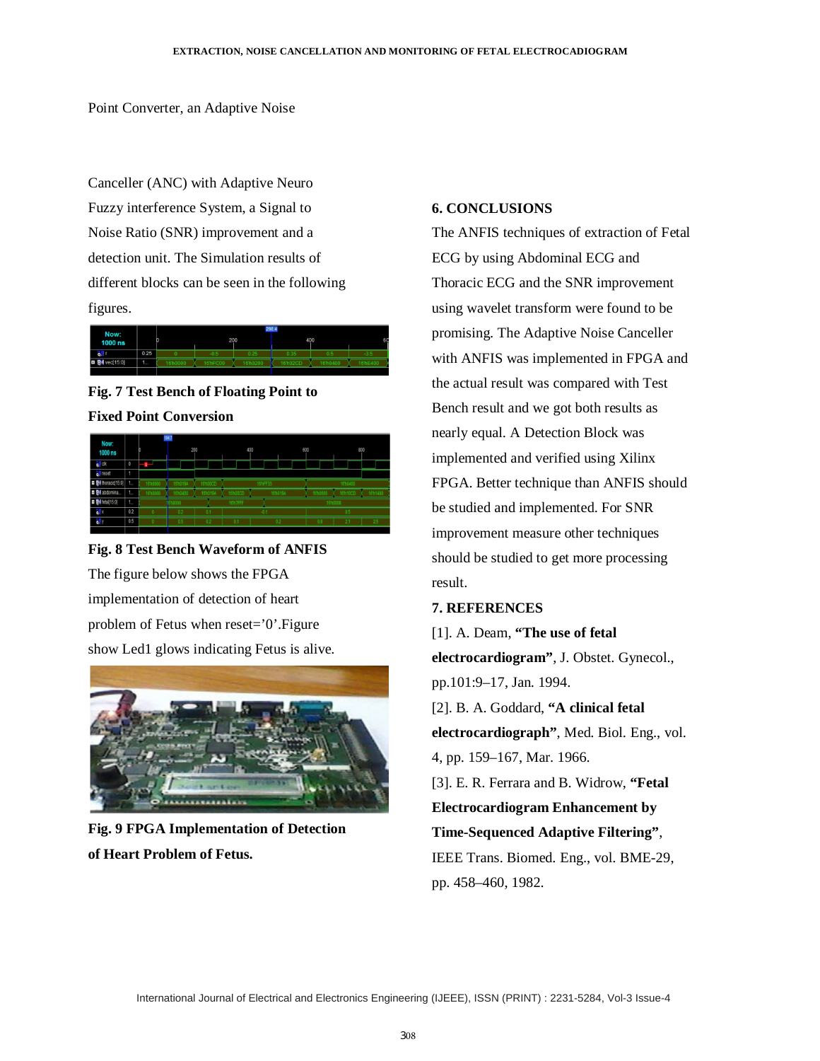Point Converter, an Adaptive Noise

Canceller (ANC) with Adaptive Neuro Fuzzy interference System, a Signal to Noise Ratio (SNR) improvement and a detection unit. The Simulation results of different blocks can be seen in the following figures.

**Fig. 7 Test Bench of Floating Point to Fixed Point Conversion**

**Fig. 8 Test Bench Waveform of ANFIS**

The figure below shows the FPGA implementation of detection of heart problem of Fetus when reset='0'.Figure show Led1 glows indicating Fetus is alive.

**Fig. 9 FPGA Implementation of Detection of Heart Problem of Fetus.**

## 6. CONCLUSIONS

The ANFIS techniques of extraction of Fetal ECG by using Abdominal ECG and Thoracic ECG and the SNR improvement using wavelet transform were found to be promising. The Adaptive Noise Canceller with ANFIS was implemented in FPGA and the actual result was compared with Test Bench result and we got both results as nearly equal. A Detection Block was implemented and verified using Xilinx FPGA. Better technique than ANFIS should be studied and implemented. For SNR improvement measure other techniques should be studied to get more processing result.

## 7. REFERENCES

[1]. A. Deam, **"The use of fetal electrocardiogram"**, J. Obstet. Gynecol., pp.101:9–17, Jan. 1994.

[2]. B. A. Goddard, **"A clinical fetal electrocardiograph"**, Med. Biol. Eng., vol. 4, pp. 159–167, Mar. 1966.

[3]. E. R. Ferrara and B. Widrow, **"Fetal Electrocardiogram Enhancement by Time-Sequenced Adaptive Filtering"**, IEEE Trans. Biomed. Eng., vol. BME-29, pp. 458–460, 1982.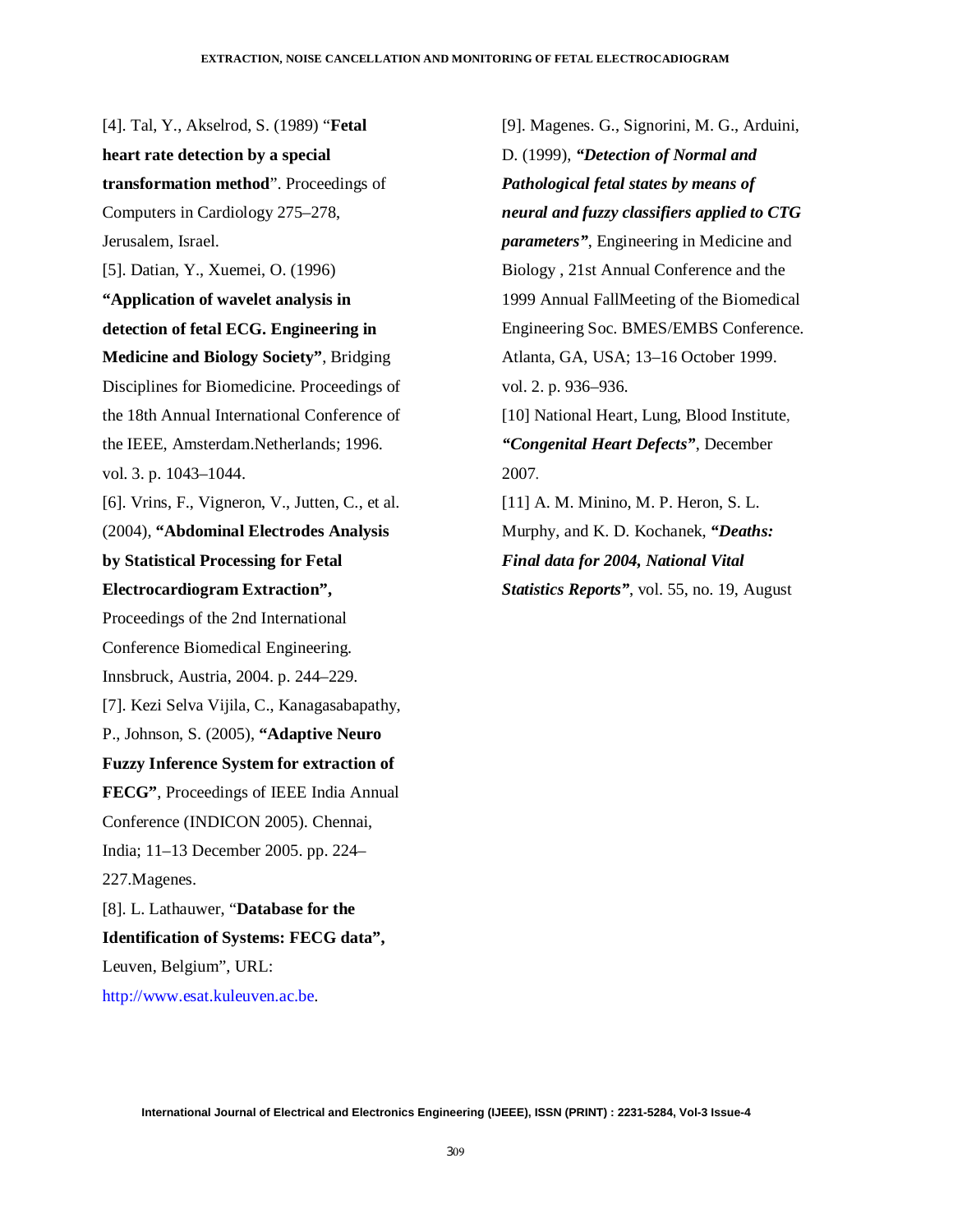[4]. Tal, Y., Akselrod, S. (1989) "**Fetal heart rate detection by a special transformation method**". Proceedings of Computers in Cardiology 275–278, Jerusalem, Israel.

[5]. Datian, Y., Xuemei, O. (1996) **"Application of wavelet analysis in detection of fetal ECG. Engineering in Medicine and Biology Society"**, Bridging Disciplines for Biomedicine. Proceedings of the 18th Annual International Conference of the IEEE, Amsterdam.Netherlands; 1996. vol. 3. p. 1043–1044.

[6]. Vrins, F., Vigneron, V., Jutten, C., et al. (2004), **"Abdominal Electrodes Analysis by Statistical Processing for Fetal Electrocardiogram Extraction",** Proceedings of the 2nd International Conference Biomedical Engineering. Innsbruck, Austria, 2004. p. 244–229.

[7]. Kezi Selva Vijila, C., Kanagasabapathy, P., Johnson, S. (2005), **"Adaptive Neuro Fuzzy Inference System for extraction of FECG"**, Proceedings of IEEE India Annual Conference (INDICON 2005). Chennai, India; 11–13 December 2005. pp. 224–227.Magenes.

[8]. L. Lathauwer, "**Database for the Identification of Systems: FECG data",** Leuven, Belgium", URL: http://www.esat.kuleuven.ac.be.

[9]. Magenes. G., Signorini, M. G., Arduini, D. (1999), ***"Detection of Normal and Pathological fetal states by means of neural and fuzzy classifiers applied to CTG parameters"***, Engineering in Medicine and Biology , 21st Annual Conference and the 1999 Annual FallMeeting of the Biomedical Engineering Soc. BMES/EMBS Conference. Atlanta, GA, USA; 13–16 October 1999. vol. 2. p. 936–936.

[10] National Heart, Lung, Blood Institute, ***"Congenital Heart Defects"***, December 2007.

[11] A. M. Minino, M. P. Heron, S. L. Murphy, and K. D. Kochanek, ***"Deaths: Final data for 2004, National Vital Statistics Reports"***, vol. 55, no. 19, August